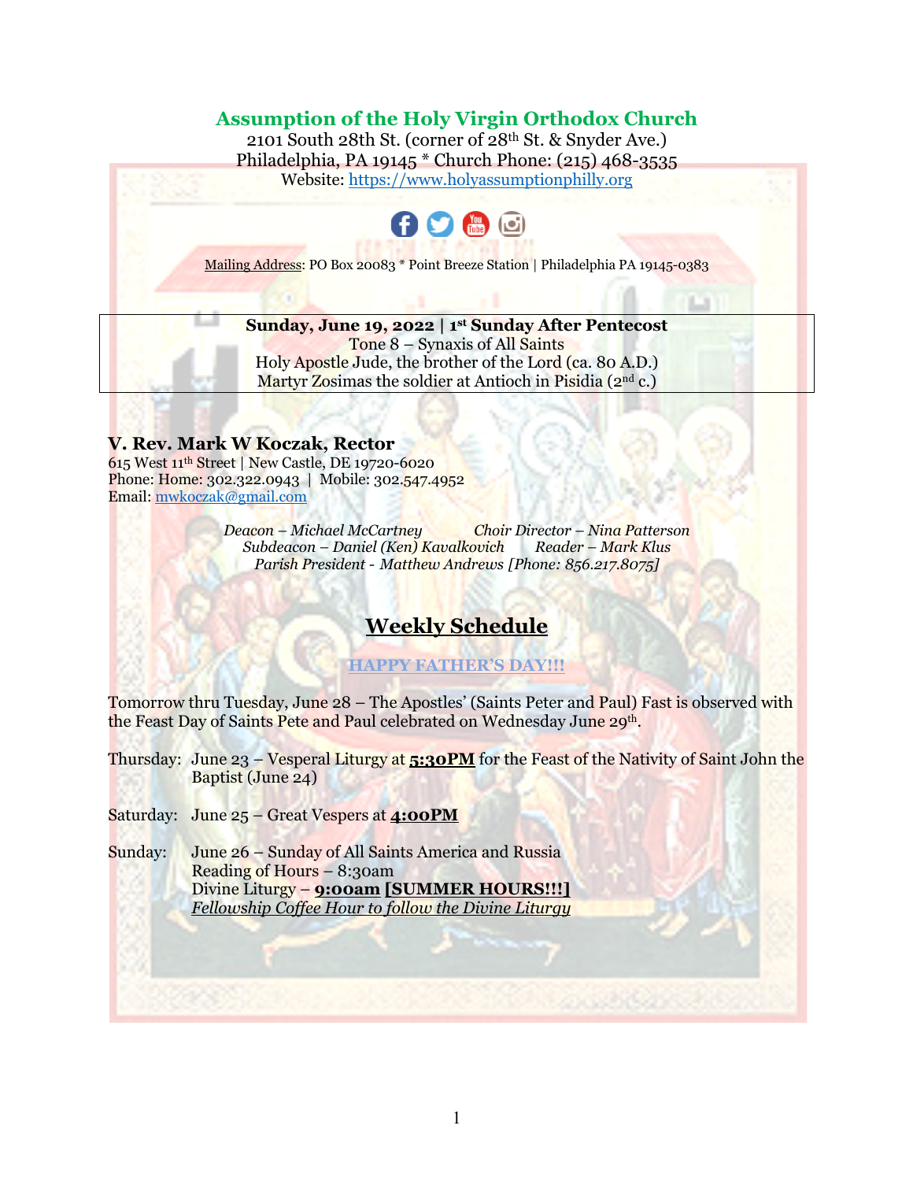# Assumption of the Holy Virgin Orthodox Church

2101 South 28th St. (corner of 28th St. & Snyder Ave.)
Philadelphia, PA 19145 * Church Phone: (215) 468-3535
Website: https://www.holyassumptionphilly.org

Mailing Address: PO Box 20083 * Point Breeze Station | Philadelphia PA 19145-0383

**Sunday, June 19, 2022 | 1st Sunday After Pentecost**
Tone 8 – Synaxis of All Saints
Holy Apostle Jude, the brother of the Lord (ca. 80 A.D.)
Martyr Zosimas the soldier at Antioch in Pisidia (2nd c.)

**V. Rev. Mark W Koczak, Rector**
615 West 11th Street | New Castle, DE 19720-6020
Phone: Home: 302.322.0943 | Mobile: 302.547.4952
Email: mwkoczak@gmail.com

*Deacon – Michael McCartney*
*Choir Director – Nina Patterson*
*Subdeacon – Daniel (Ken) Kavalkovich*
*Reader – Mark Klus*
*Parish President - Matthew Andrews [Phone: 856.217.8075]*

## Weekly Schedule

**HAPPY FATHER'S DAY!!!**

Tomorrow thru Tuesday, June 28 – The Apostles' (Saints Peter and Paul) Fast is observed with the Feast Day of Saints Pete and Paul celebrated on Wednesday June 29th.

Thursday: June 23 – Vesperal Liturgy at **5:30PM** for the Feast of the Nativity of Saint John the Baptist (June 24)

Saturday: June 25 – Great Vespers at **4:00PM**

Sunday: June 26 – Sunday of All Saints America and Russia
Reading of Hours – 8:30am
Divine Liturgy – **9:00am [SUMMER HOURS!!!]**
*Fellowship Coffee Hour to follow the Divine Liturgy*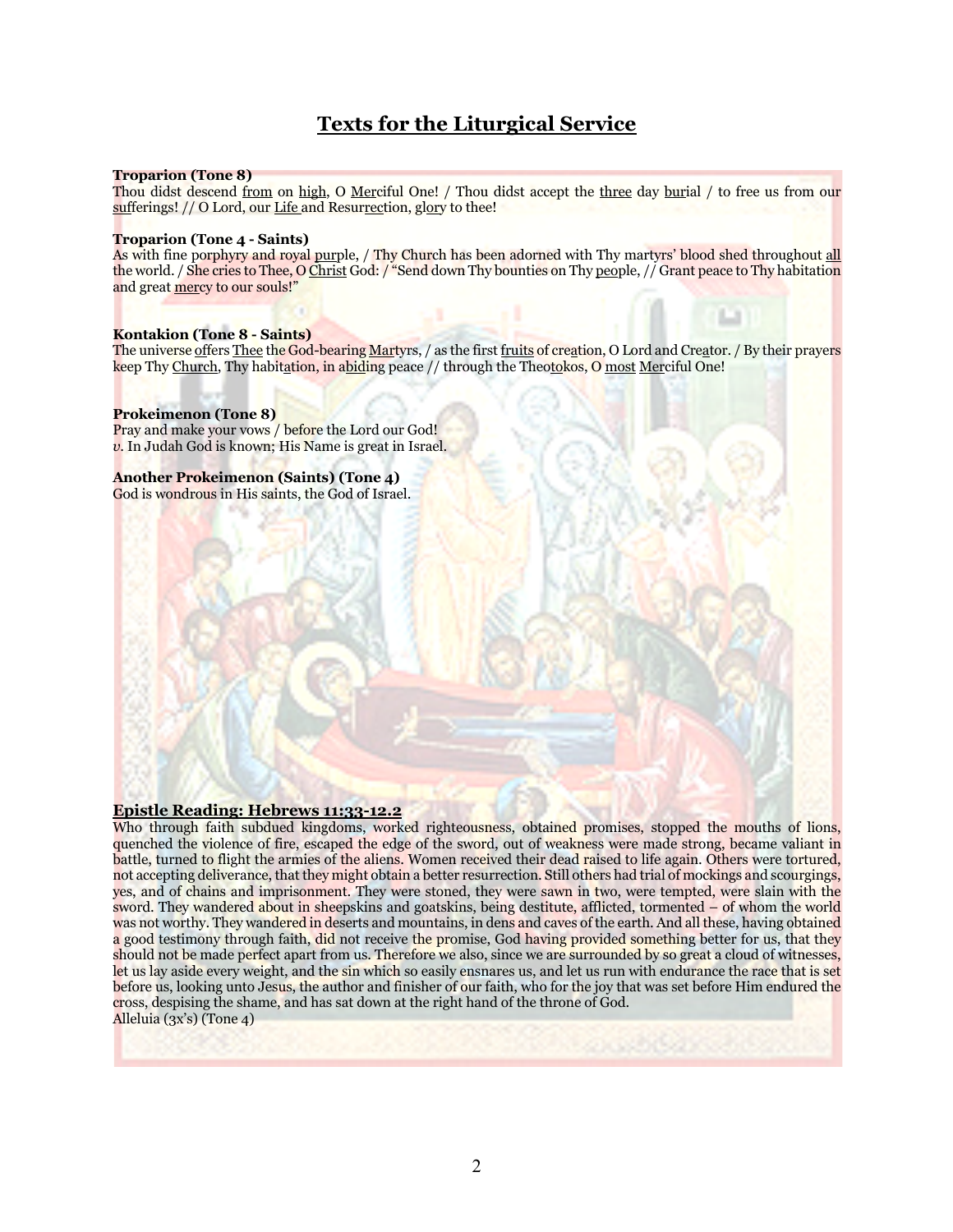# Texts for the Liturgical Service

**Troparion (Tone 8)**
Thou didst descend from on high, O Merciful One! / Thou didst accept the three day burial / to free us from our sufferings! // O Lord, our Life and Resurrection, glory to thee!

**Troparion (Tone 4 - Saints)**
As with fine porphyry and royal purple, / Thy Church has been adorned with Thy martyrs' blood shed throughout all the world. / She cries to Thee, O Christ God: / "Send down Thy bounties on Thy people, // Grant peace to Thy habitation and great mercy to our souls!"

**Kontakion (Tone 8 - Saints)**
The universe offers Thee the God-bearing Martyrs, / as the first fruits of creation, O Lord and Creator. / By their prayers keep Thy Church, Thy habitation, in abiding peace // through the Theotokos, O most Merciful One!

**Prokeimenon (Tone 8)**
Pray and make your vows / before the Lord our God!
*v.* In Judah God is known; His Name is great in Israel.

**Another Prokeimenon (Saints) (Tone 4)**
God is wondrous in His saints, the God of Israel.

**Epistle Reading: Hebrews 11:33-12.2**
Who through faith subdued kingdoms, worked righteousness, obtained promises, stopped the mouths of lions, quenched the violence of fire, escaped the edge of the sword, out of weakness were made strong, became valiant in battle, turned to flight the armies of the aliens. Women received their dead raised to life again. Others were tortured, not accepting deliverance, that they might obtain a better resurrection. Still others had trial of mockings and scourgings, yes, and of chains and imprisonment. They were stoned, they were sawn in two, were tempted, were slain with the sword. They wandered about in sheepskins and goatskins, being destitute, afflicted, tormented – of whom the world was not worthy. They wandered in deserts and mountains, in dens and caves of the earth. And all these, having obtained a good testimony through faith, did not receive the promise, God having provided something better for us, that they should not be made perfect apart from us. Therefore we also, since we are surrounded by so great a cloud of witnesses, let us lay aside every weight, and the sin which so easily ensnares us, and let us run with endurance the race that is set before us, looking unto Jesus, the author and finisher of our faith, who for the joy that was set before Him endured the cross, despising the shame, and has sat down at the right hand of the throne of God.
Alleluia (3x's) (Tone 4)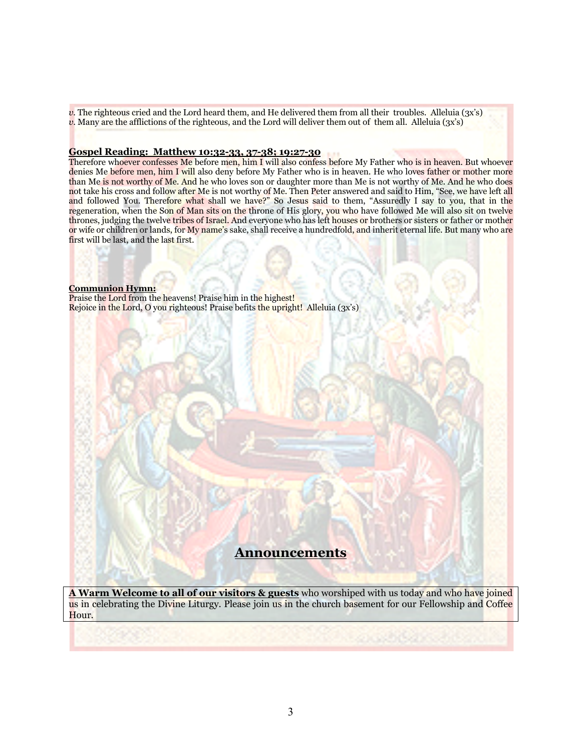*v*. The righteous cried and the Lord heard them, and He delivered them from all their troubles. Alleluia (3x's)
*v*. Many are the afflictions of the righteous, and the Lord will deliver them out of them all. Alleluia (3x's)

**Gospel Reading: Matthew 10:32-33, 37-38; 19:27-30**

Therefore whoever confesses Me before men, him I will also confess before My Father who is in heaven. But whoever denies Me before men, him I will also deny before My Father who is in heaven. He who loves father or mother more than Me is not worthy of Me. And he who loves son or daughter more than Me is not worthy of Me. And he who does not take his cross and follow after Me is not worthy of Me. Then Peter answered and said to Him, "See, we have left all and followed You. Therefore what shall we have?" So Jesus said to them, "Assuredly I say to you, that in the regeneration, when the Son of Man sits on the throne of His glory, you who have followed Me will also sit on twelve thrones, judging the twelve tribes of Israel. And everyone who has left houses or brothers or sisters or father or mother or wife or children or lands, for My name's sake, shall receive a hundredfold, and inherit eternal life. But many who are first will be last, and the last first.

**Communion Hymn:**

Praise the Lord from the heavens! Praise him in the highest!
Rejoice in the Lord, O you righteous! Praise befits the upright! Alleluia (3x's)

## Announcements

**A Warm Welcome to all of our visitors & guests** who worshiped with us today and who have joined us in celebrating the Divine Liturgy. Please join us in the church basement for our Fellowship and Coffee Hour.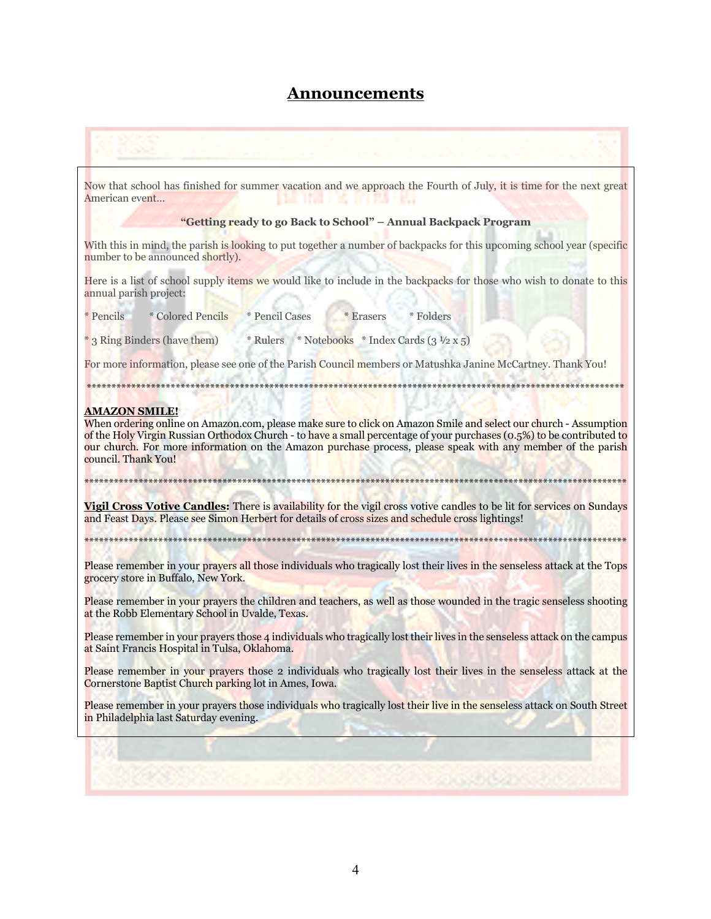# Announcements

Now that school has finished for summer vacation and we approach the Fourth of July, it is time for the next great American event…

**"Getting ready to go Back to School" – Annual Backpack Program**

With this in mind, the parish is looking to put together a number of backpacks for this upcoming school year (specific number to be announced shortly).

Here is a list of school supply items we would like to include in the backpacks for those who wish to donate to this annual parish project:

* Pencils * Colored Pencils * Pencil Cases * Erasers * Folders

* 3 Ring Binders (have them) * Rulers * Notebooks * Index Cards (3 ½ x 5)

For more information, please see one of the Parish Council members or Matushka Janine McCartney. Thank You!

*******************************************************************************************************

**AMAZON SMILE!**
When ordering online on Amazon.com, please make sure to click on Amazon Smile and select our church - Assumption of the Holy Virgin Russian Orthodox Church - to have a small percentage of your purchases (0.5%) to be contributed to our church. For more information on the Amazon purchase process, please speak with any member of the parish council. Thank You!

*******************************************************************************************************

**Vigil Cross Votive Candles:** There is availability for the vigil cross votive candles to be lit for services on Sundays and Feast Days. Please see Simon Herbert for details of cross sizes and schedule cross lightings!

*******************************************************************************************************

Please remember in your prayers all those individuals who tragically lost their lives in the senseless attack at the Tops grocery store in Buffalo, New York.

Please remember in your prayers the children and teachers, as well as those wounded in the tragic senseless shooting at the Robb Elementary School in Uvalde, Texas.

Please remember in your prayers those 4 individuals who tragically lost their lives in the senseless attack on the campus at Saint Francis Hospital in Tulsa, Oklahoma.

Please remember in your prayers those 2 individuals who tragically lost their lives in the senseless attack at the Cornerstone Baptist Church parking lot in Ames, Iowa.

Please remember in your prayers those individuals who tragically lost their live in the senseless attack on South Street in Philadelphia last Saturday evening.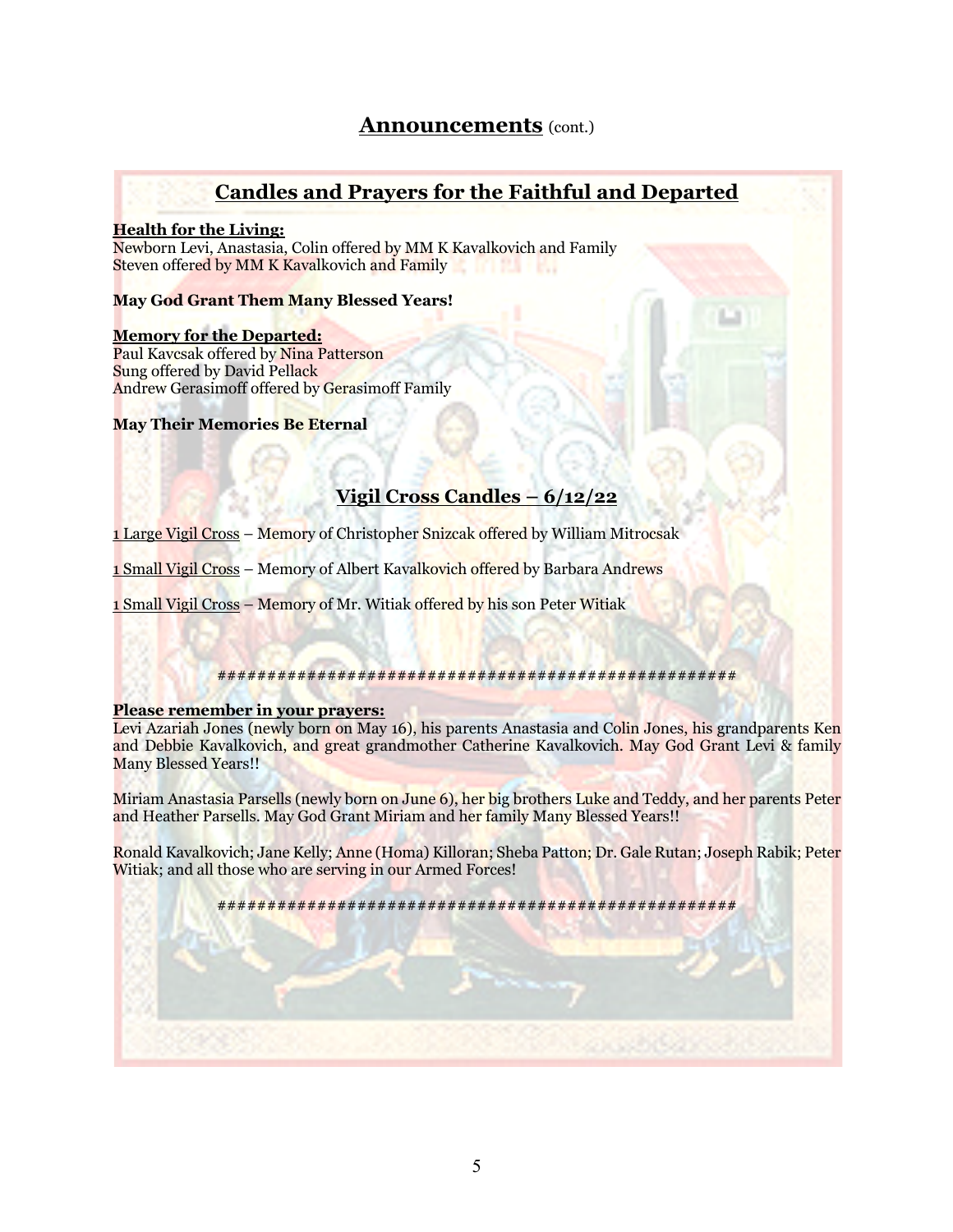# **Announcements** (cont.)

## Candles and Prayers for the Faithful and Departed

**Health for the Living:**
Newborn Levi, Anastasia, Colin offered by MM K Kavalkovich and Family
Steven offered by MM K Kavalkovich and Family

**May God Grant Them Many Blessed Years!**

**Memory for the Departed:**
Paul Kavcsak offered by Nina Patterson
Sung offered by David Pellack
Andrew Gerasimoff offered by Gerasimoff Family

**May Their Memories Be Eternal**

## Vigil Cross Candles – 6/12/22

1 Large Vigil Cross – Memory of Christopher Snizcak offered by William Mitrocsak

1 Small Vigil Cross – Memory of Albert Kavalkovich offered by Barbara Andrews

1 Small Vigil Cross – Memory of Mr. Witiak offered by his son Peter Witiak

####################################################

**Please remember in your prayers:**
Levi Azariah Jones (newly born on May 16), his parents Anastasia and Colin Jones, his grandparents Ken and Debbie Kavalkovich, and great grandmother Catherine Kavalkovich. May God Grant Levi & family Many Blessed Years!!

Miriam Anastasia Parsells (newly born on June 6), her big brothers Luke and Teddy, and her parents Peter and Heather Parsells. May God Grant Miriam and her family Many Blessed Years!!

Ronald Kavalkovich; Jane Kelly; Anne (Homa) Killoran; Sheba Patton; Dr. Gale Rutan; Joseph Rabik; Peter Witiak; and all those who are serving in our Armed Forces!

####################################################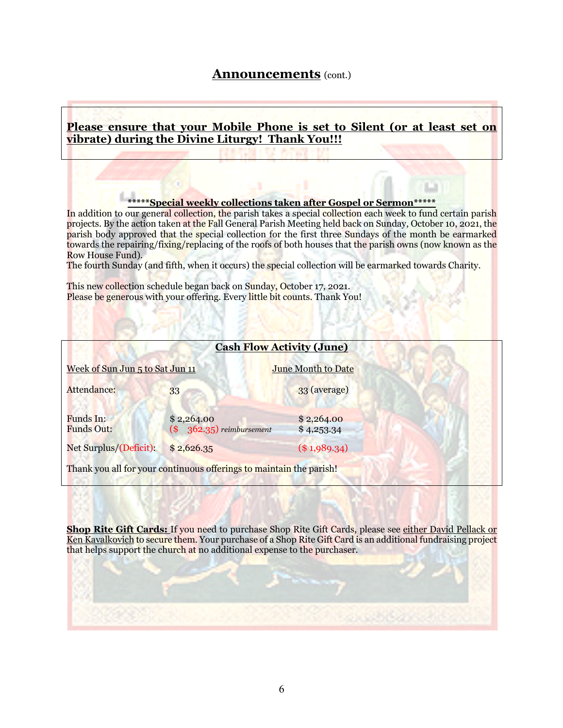# **Announcements** (cont.)

**Please ensure that your Mobile Phone is set to Silent (or at least set on vibrate) during the Divine Liturgy! Thank You!!!**

**\*\*\*\*\*Special weekly collections taken after Gospel or Sermon\*\*\*\*\***

In addition to our general collection, the parish takes a special collection each week to fund certain parish projects. By the action taken at the Fall General Parish Meeting held back on Sunday, October 10, 2021, the parish body approved that the special collection for the first three Sundays of the month be earmarked towards the repairing/fixing/replacing of the roofs of both houses that the parish owns (now known as the Row House Fund).
The fourth Sunday (and fifth, when it occurs) the special collection will be earmarked towards Charity.

This new collection schedule began back on Sunday, October 17, 2021.
Please be generous with your offering. Every little bit counts. Thank You!

**Cash Flow Activity (June)**

| | Week of Sun Jun 5 to Sat Jun 11 | June Month to Date |
|---|---|---|
| Attendance: | 33 | 33 (average) |
| Funds In: | $ 2,264.00 | $ 2,264.00 |
| Funds Out: | ($ 362.35) *reimbursement* | $ 4,253.34 |
| Net Surplus/(Deficit): | $ 2,626.35 | ($ 1,989.34) |

Thank you all for your continuous offerings to maintain the parish!

**Shop Rite Gift Cards:** If you need to purchase Shop Rite Gift Cards, please see either David Pellack or Ken Kavalkovich to secure them. Your purchase of a Shop Rite Gift Card is an additional fundraising project that helps support the church at no additional expense to the purchaser.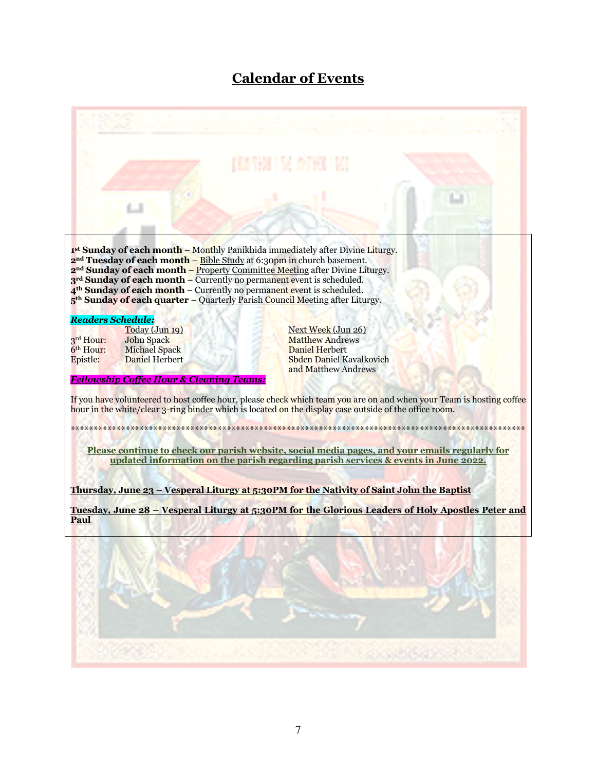# Calendar of Events

**1st Sunday of each month** – Monthly Panikhida immediately after Divine Liturgy.
**2nd Tuesday of each month** – Bible Study at 6:30pm in church basement.
**2nd Sunday of each month** – Property Committee Meeting after Divine Liturgy.
**3rd Sunday of each month** – Currently no permanent event is scheduled.
**4th Sunday of each month** – Currently no permanent event is scheduled.
**5th Sunday of each quarter** – Quarterly Parish Council Meeting after Liturgy.

***Readers Schedule:***

| | Today (Jun 19) | Next Week (Jun 26) |
|---|---|---|
| 3rd Hour: | John Spack | Matthew Andrews |
| 6th Hour: | Michael Spack | Daniel Herbert |
| Epistle: | Daniel Herbert | Sbdcn Daniel Kavalkovich and Matthew Andrews |

***Fellowship Coffee Hour & Cleaning Teams:***

If you have volunteered to host coffee hour, please check which team you are on and when your Team is hosting coffee hour in the white/clear 3-ring binder which is located on the display case outside of the office room.

****************************************************************************************************

**Please continue to check our parish website, social media pages, and your emails regularly for updated information on the parish regarding parish services & events in June 2022.**

**Thursday, June 23 – Vesperal Liturgy at 5:30PM for the Nativity of Saint John the Baptist**

**Tuesday, June 28 – Vesperal Liturgy at 5:30PM for the Glorious Leaders of Holy Apostles Peter and Paul**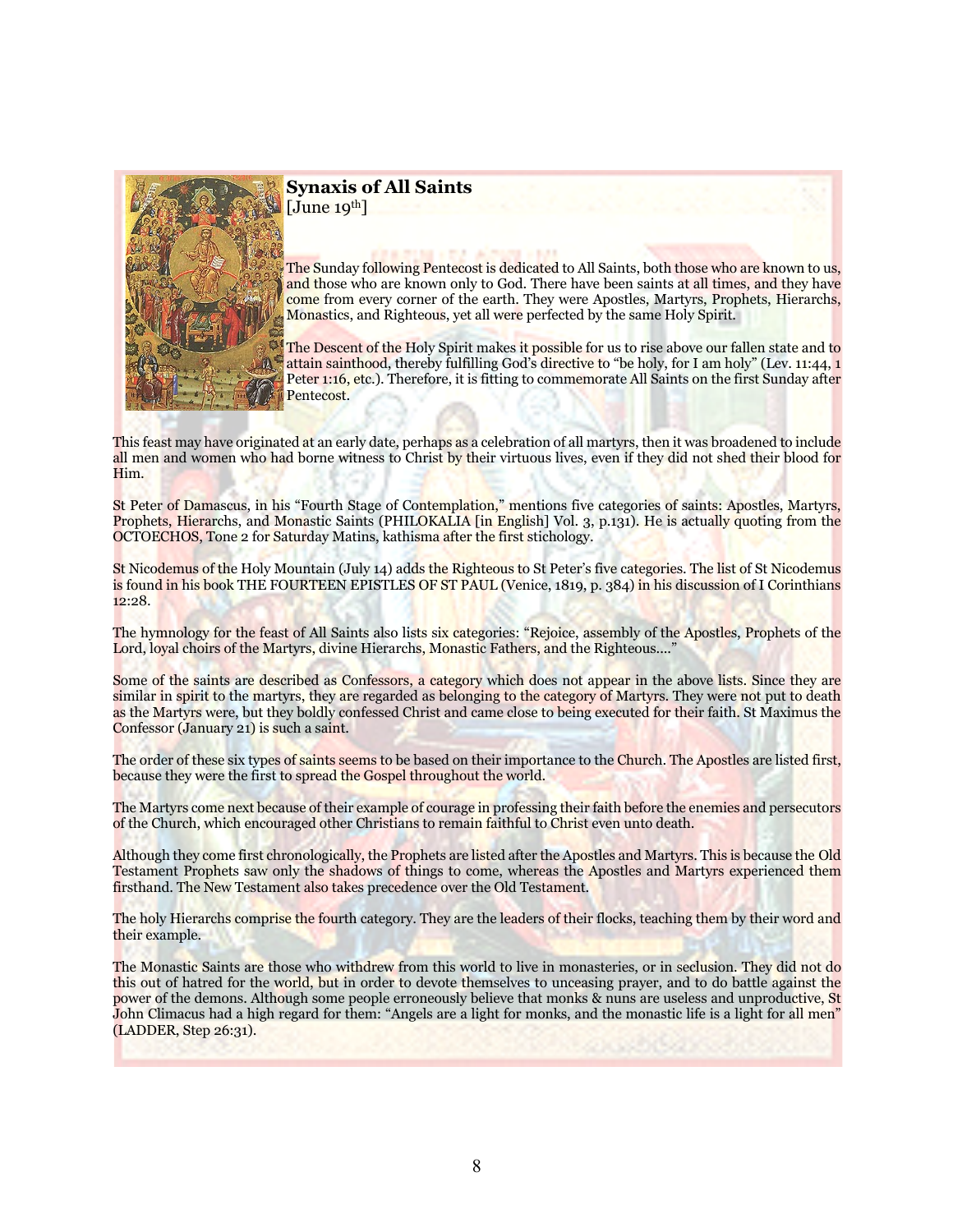## Synaxis of All Saints

[June 19th]

The Sunday following Pentecost is dedicated to All Saints, both those who are known to us, and those who are known only to God. There have been saints at all times, and they have come from every corner of the earth. They were Apostles, Martyrs, Prophets, Hierarchs, Monastics, and Righteous, yet all were perfected by the same Holy Spirit.

The Descent of the Holy Spirit makes it possible for us to rise above our fallen state and to attain sainthood, thereby fulfilling God's directive to "be holy, for I am holy" (Lev. 11:44, 1 Peter 1:16, etc.). Therefore, it is fitting to commemorate All Saints on the first Sunday after Pentecost.

This feast may have originated at an early date, perhaps as a celebration of all martyrs, then it was broadened to include all men and women who had borne witness to Christ by their virtuous lives, even if they did not shed their blood for Him.

St Peter of Damascus, in his "Fourth Stage of Contemplation," mentions five categories of saints: Apostles, Martyrs, Prophets, Hierarchs, and Monastic Saints (PHILOKALIA [in English] Vol. 3, p.131). He is actually quoting from the OCTOECHOS, Tone 2 for Saturday Matins, kathisma after the first stichology.

St Nicodemus of the Holy Mountain (July 14) adds the Righteous to St Peter's five categories. The list of St Nicodemus is found in his book THE FOURTEEN EPISTLES OF ST PAUL (Venice, 1819, p. 384) in his discussion of I Corinthians 12:28.

The hymnology for the feast of All Saints also lists six categories: "Rejoice, assembly of the Apostles, Prophets of the Lord, loyal choirs of the Martyrs, divine Hierarchs, Monastic Fathers, and the Righteous...."

Some of the saints are described as Confessors, a category which does not appear in the above lists. Since they are similar in spirit to the martyrs, they are regarded as belonging to the category of Martyrs. They were not put to death as the Martyrs were, but they boldly confessed Christ and came close to being executed for their faith. St Maximus the Confessor (January 21) is such a saint.

The order of these six types of saints seems to be based on their importance to the Church. The Apostles are listed first, because they were the first to spread the Gospel throughout the world.

The Martyrs come next because of their example of courage in professing their faith before the enemies and persecutors of the Church, which encouraged other Christians to remain faithful to Christ even unto death.

Although they come first chronologically, the Prophets are listed after the Apostles and Martyrs. This is because the Old Testament Prophets saw only the shadows of things to come, whereas the Apostles and Martyrs experienced them firsthand. The New Testament also takes precedence over the Old Testament.

The holy Hierarchs comprise the fourth category. They are the leaders of their flocks, teaching them by their word and their example.

The Monastic Saints are those who withdrew from this world to live in monasteries, or in seclusion. They did not do this out of hatred for the world, but in order to devote themselves to unceasing prayer, and to do battle against the power of the demons. Although some people erroneously believe that monks & nuns are useless and unproductive, St John Climacus had a high regard for them: "Angels are a light for monks, and the monastic life is a light for all men" (LADDER, Step 26:31).